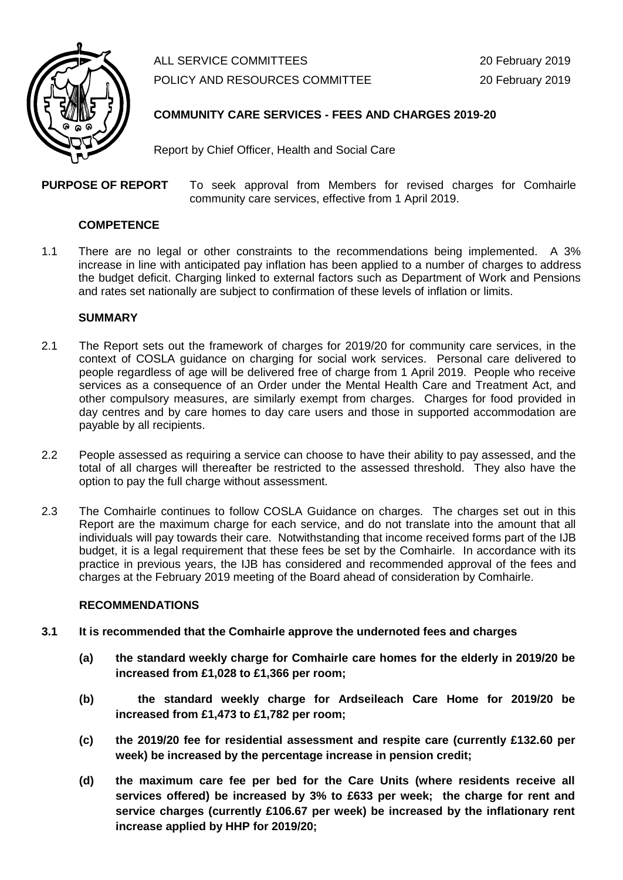ALL SERVICE COMMITTEES 20 February 2019

POLICY AND RESOURCES COMMITTEE 20 February 2019

## COMMUNITY CARE SERVICES - FEES AND CHARGES 2019-20

Report by Chief Officer, Health and Social Care

**PURPOSE OF REPORT** To seek approval from Members for revised charges for Comhairle community care services, effective from 1 April 2019.

### COMPETENCE

1.1 There are no legal or other constraints to the recommendations being implemented. A 3% increase in line with anticipated pay inflation has been applied to a number of charges to address the budget deficit. Charging linked to external factors such as Department of Work and Pensions and rates set nationally are subject to confirmation of these levels of inflation or limits.

### SUMMARY

2.1 The Report sets out the framework of charges for 2019/20 for community care services, in the context of COSLA guidance on charging for social work services. Personal care delivered to people regardless of age will be delivered free of charge from 1 April 2019. People who receive services as a consequence of an Order under the Mental Health Care and Treatment Act, and other compulsory measures, are similarly exempt from charges. Charges for food provided in day centres and by care homes to day care users and those in supported accommodation are payable by all recipients.

2.2 People assessed as requiring a service can choose to have their ability to pay assessed, and the total of all charges will thereafter be restricted to the assessed threshold. They also have the option to pay the full charge without assessment.

2.3 The Comhairle continues to follow COSLA Guidance on charges. The charges set out in this Report are the maximum charge for each service, and do not translate into the amount that all individuals will pay towards their care. Notwithstanding that income received forms part of the IJB budget, it is a legal requirement that these fees be set by the Comhairle. In accordance with its practice in previous years, the IJB has considered and recommended approval of the fees and charges at the February 2019 meeting of the Board ahead of consideration by Comhairle.

### RECOMMENDATIONS

**3.1 It is recommended that the Comhairle approve the undernoted fees and charges**

**(a) the standard weekly charge for Comhairle care homes for the elderly in 2019/20 be increased from £1,028 to £1,366 per room;**

**(b) the standard weekly charge for Ardseileach Care Home for 2019/20 be increased from £1,473 to £1,782 per room;**

**(c) the 2019/20 fee for residential assessment and respite care (currently £132.60 per week) be increased by the percentage increase in pension credit;**

**(d) the maximum care fee per bed for the Care Units (where residents receive all services offered) be increased by 3% to £633 per week; the charge for rent and service charges (currently £106.67 per week) be increased by the inflationary rent increase applied by HHP for 2019/20;**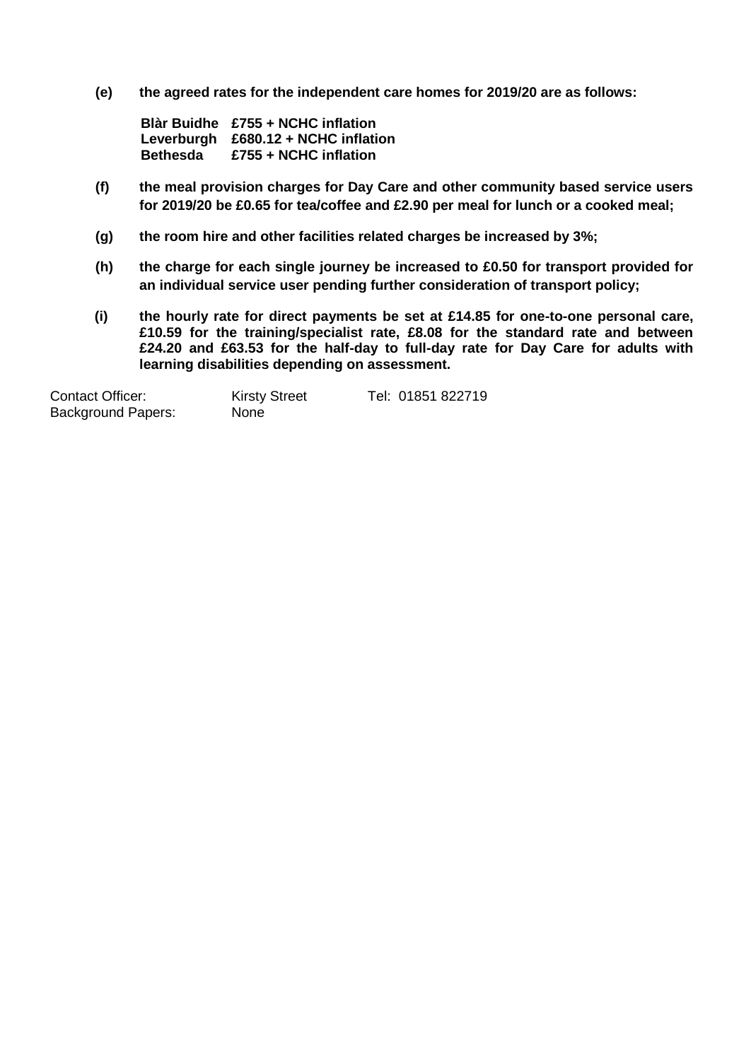**(e) the agreed rates for the independent care homes for 2019/20 are as follows:**

| | |
|---|---|
| **Blàr Buidhe** | **£755 + NCHC inflation** |
| **Leverburgh** | **£680.12 + NCHC inflation** |
| **Bethesda** | **£755 + NCHC inflation** |

**(f) the meal provision charges for Day Care and other community based service users for 2019/20 be £0.65 for tea/coffee and £2.90 per meal for lunch or a cooked meal;**

**(g) the room hire and other facilities related charges be increased by 3%;**

**(h) the charge for each single journey be increased to £0.50 for transport provided for an individual service user pending further consideration of transport policy;**

**(i) the hourly rate for direct payments be set at £14.85 for one-to-one personal care, £10.59 for the training/specialist rate, £8.08 for the standard rate and between £24.20 and £63.53 for the half-day to full-day rate for Day Care for adults with learning disabilities depending on assessment.**

| | | |
|---|---|---|
| Contact Officer: | Kirsty Street | Tel: 01851 822719 |
| Background Papers: | None | |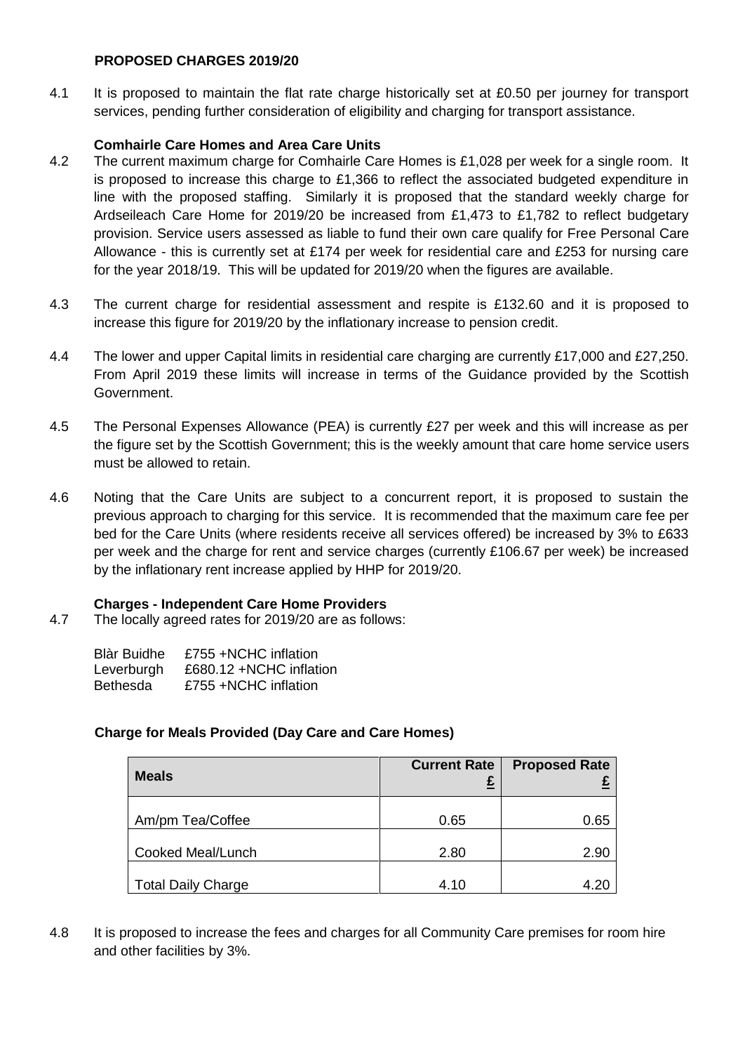**PROPOSED CHARGES 2019/20**

4.1 It is proposed to maintain the flat rate charge historically set at £0.50 per journey for transport services, pending further consideration of eligibility and charging for transport assistance.

**Comhairle Care Homes and Area Care Units**

4.2 The current maximum charge for Comhairle Care Homes is £1,028 per week for a single room. It is proposed to increase this charge to £1,366 to reflect the associated budgeted expenditure in line with the proposed staffing. Similarly it is proposed that the standard weekly charge for Ardseileach Care Home for 2019/20 be increased from £1,473 to £1,782 to reflect budgetary provision. Service users assessed as liable to fund their own care qualify for Free Personal Care Allowance - this is currently set at £174 per week for residential care and £253 for nursing care for the year 2018/19. This will be updated for 2019/20 when the figures are available.

4.3 The current charge for residential assessment and respite is £132.60 and it is proposed to increase this figure for 2019/20 by the inflationary increase to pension credit.

4.4 The lower and upper Capital limits in residential care charging are currently £17,000 and £27,250. From April 2019 these limits will increase in terms of the Guidance provided by the Scottish Government.

4.5 The Personal Expenses Allowance (PEA) is currently £27 per week and this will increase as per the figure set by the Scottish Government; this is the weekly amount that care home service users must be allowed to retain.

4.6 Noting that the Care Units are subject to a concurrent report, it is proposed to sustain the previous approach to charging for this service. It is recommended that the maximum care fee per bed for the Care Units (where residents receive all services offered) be increased by 3% to £633 per week and the charge for rent and service charges (currently £106.67 per week) be increased by the inflationary rent increase applied by HHP for 2019/20.

**Charges - Independent Care Home Providers**

4.7 The locally agreed rates for 2019/20 are as follows:

Blàr Buidhe £755 +NCHC inflation
Leverburgh £680.12 +NCHC inflation
Bethesda £755 +NCHC inflation

**Charge for Meals Provided (Day Care and Care Homes)**

| Meals | Current Rate £ | Proposed Rate £ |
|---|---|---|
| Am/pm Tea/Coffee | 0.65 | 0.65 |
| Cooked Meal/Lunch | 2.80 | 2.90 |
| Total Daily Charge | 4.10 | 4.20 |

4.8 It is proposed to increase the fees and charges for all Community Care premises for room hire and other facilities by 3%.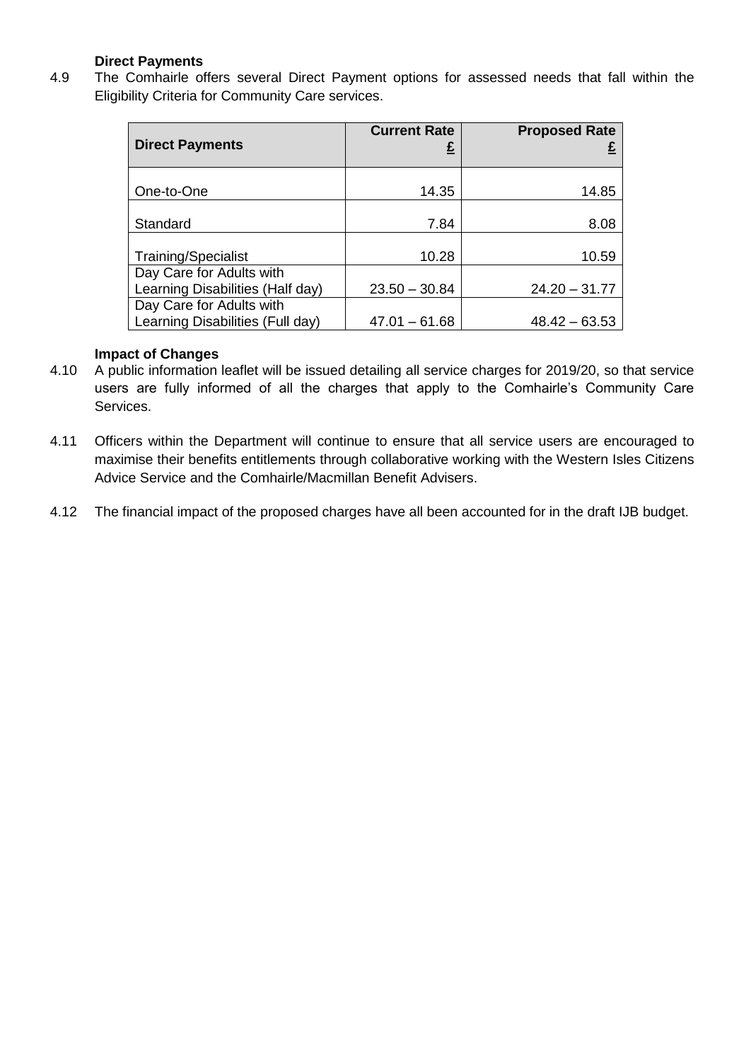**Direct Payments**

4.9 The Comhairle offers several Direct Payment options for assessed needs that fall within the Eligibility Criteria for Community Care services.

| Direct Payments | Current Rate £ | Proposed Rate £ |
|---|---|---|
| One-to-One | 14.35 | 14.85 |
| Standard | 7.84 | 8.08 |
| Training/Specialist | 10.28 | 10.59 |
| Day Care for Adults with Learning Disabilities (Half day) | 23.50 – 30.84 | 24.20 – 31.77 |
| Day Care for Adults with Learning Disabilities (Full day) | 47.01 – 61.68 | 48.42 – 63.53 |

**Impact of Changes**

4.10 A public information leaflet will be issued detailing all service charges for 2019/20, so that service users are fully informed of all the charges that apply to the Comhairle's Community Care Services.

4.11 Officers within the Department will continue to ensure that all service users are encouraged to maximise their benefits entitlements through collaborative working with the Western Isles Citizens Advice Service and the Comhairle/Macmillan Benefit Advisers.

4.12 The financial impact of the proposed charges have all been accounted for in the draft IJB budget.